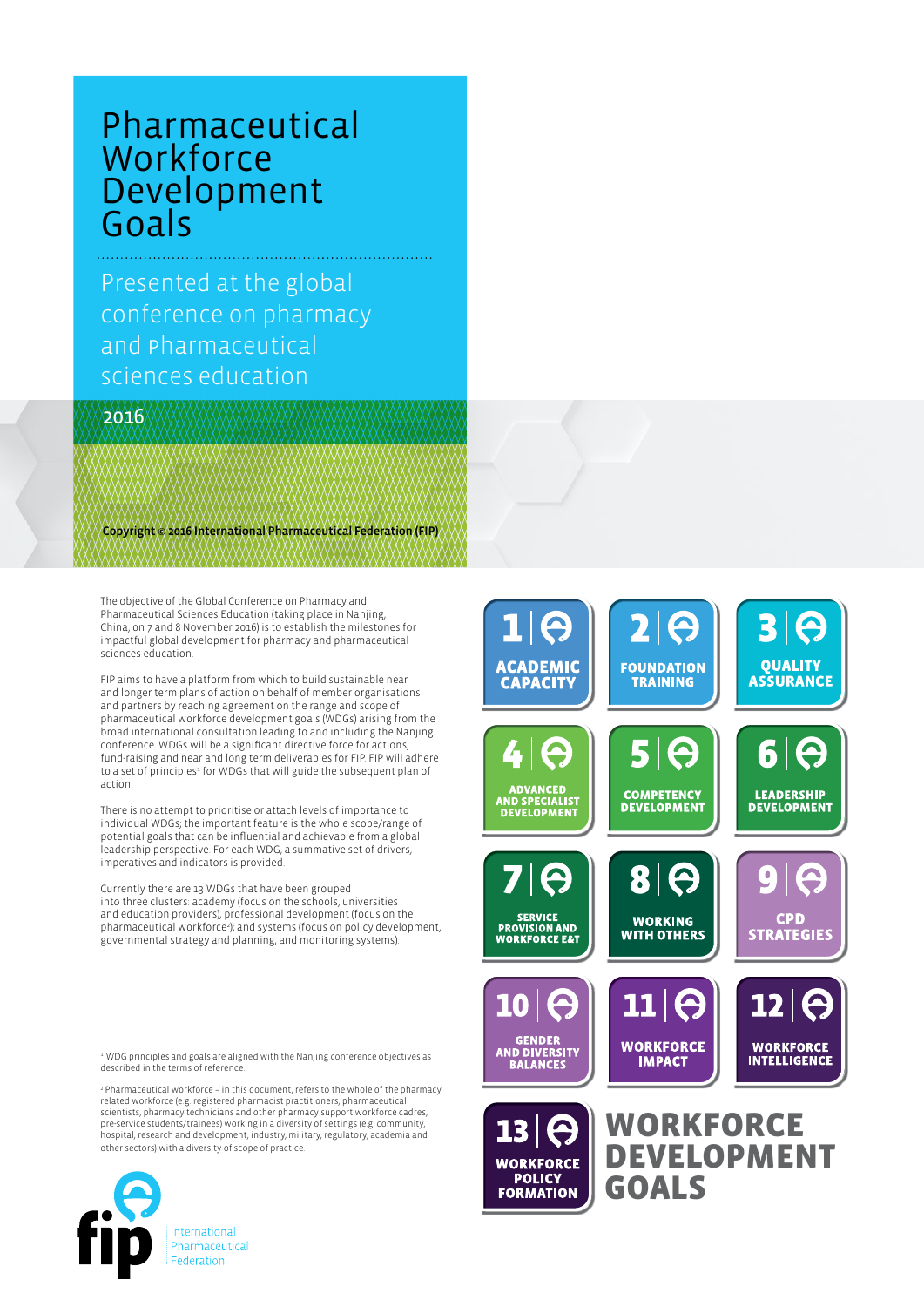# Pharmaceutical Workforce Development Goals

Presented at the global conference on pharmacy and Pharmaceutical sciences education

2016

**Copyright © 2016 International Pharmaceutical Federation (FIP)**

The objective of the Global Conference on Pharmacy and Pharmaceutical Sciences Education (taking place in Nanjing, China, on 7 and 8 November 2016) is to establish the milestones for impactful global development for pharmacy and pharmaceutical sciences education.

FIP aims to have a platform from which to build sustainable near and longer term plans of action on behalf of member organisations and partners by reaching agreement on the range and scope of pharmaceutical workforce development goals (WDGs) arising from the broad international consultation leading to and including the Nanjing conference. WDGs will be a significant directive force for actions, fund-raising and near and long term deliverables for FIP. FIP will adhere to a set of principles[1] for WDGs that will guide the subsequent plan of action.

There is no attempt to prioritise or attach levels of importance to individual WDGs; the important feature is the whole scope/range of potential goals that can be influential and achievable from a global leadership perspective. For each WDG, a summative set of drivers, imperatives and indicators is provided.

Currently there are 13 WDGs that have been grouped into three clusters: academy (focus on the schools, universities and education providers), professional development (focus on the pharmaceutical workforce[2]); and systems (focus on policy development, governmental strategy and planning, and monitoring systems).

1 ACADEMIC CAPACITY

2 FOUNDATION TRAINING

3 QUALITY ASSURANCE

4 ADVANCED AND SPECIALIST DEVELOPMENT

5 COMPETENCY DEVELOPMENT

6 LEADERSHIP DEVELOPMENT

7 SERVICE PROVISION AND WORKFORCE E&T

8 WORKING WITH OTHERS

9 CPD STRATEGIES

10 GENDER AND DIVERSITY BALANCES

11 WORKFORCE IMPACT

12 WORKFORCE INTELLIGENCE

13 WORKFORCE POLICY FORMATION

**WORKFORCE DEVELOPMENT GOALS**

[1] WDG principles and goals are aligned with the Nanjing conference objectives as described in the terms of reference.

[2] Pharmaceutical workforce – in this document, refers to the whole of the pharmacy related workforce (e.g. registered pharmacist practitioners, pharmaceutical scientists, pharmacy technicians and other pharmacy support workforce cadres, pre-service students/trainees) working in a diversity of settings (e.g. community, hospital, research and development, industry, military, regulatory, academia and other sectors) with a diversity of scope of practice.

fip International Pharmaceutical Federation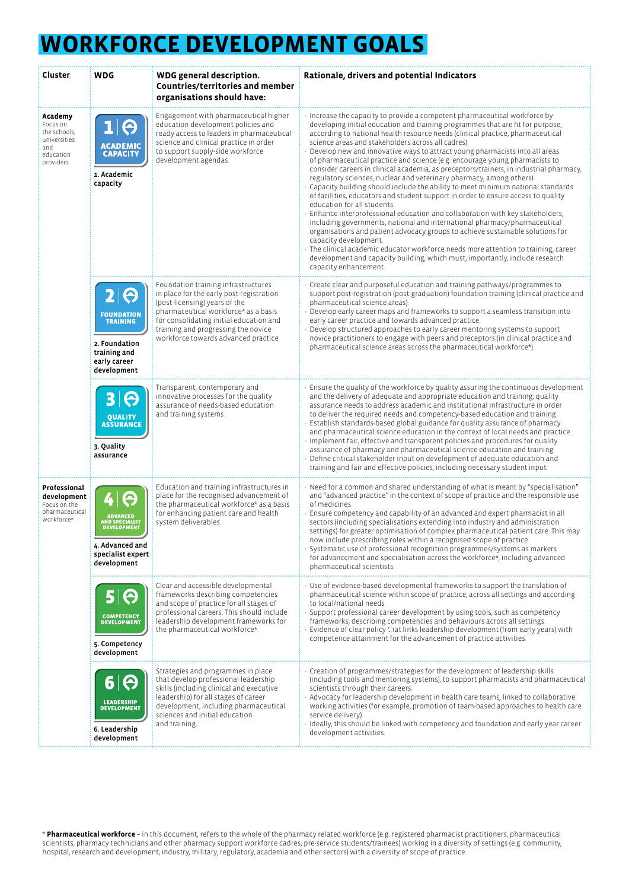# WORKFORCE DEVELOPMENT GOALS

| Cluster | WDG | WDG general description. Countries/territories and member organisations should have: | Rationale, drivers and potential Indicators |
|---|---|---|---|
| **Academy** Focus on the schools, universities and education providers | 1 ACADEMIC CAPACITY<br>1. Academic capacity | Engagement with pharmaceutical higher education development policies and ready access to leaders in pharmaceutical science and clinical practice in order to support supply-side workforce development agendas. | • Increase the capacity to provide a competent pharmaceutical workforce by developing initial education and training programmes that are fit for purpose, according to national health resource needs (clinical practice, pharmaceutical science areas and stakeholders across all cadres).<br>• Develop new and innovative ways to attract young pharmacists into all areas of pharmaceutical practice and science (e.g. encourage young pharmacists to consider careers in clinical academia, as preceptors/trainers, in industrial pharmacy, regulatory sciences, nuclear and veterinary pharmacy, among others).<br>• Capacity building should include the ability to meet minimum national standards of facilities, educators and student support in order to ensure access to quality education for all students.<br>• Enhance interprofessional education and collaboration with key stakeholders, including governments, national and international pharmacy/pharmaceutical organisations and patient advocacy groups to achieve sustainable solutions for capacity development.<br>• The clinical academic educator workforce needs more attention to training, career development and capacity building, which must, importantly, include research capacity enhancement. |
| | 2 FOUNDATION TRAINING<br>2. Foundation training and early career development | Foundation training infrastructures in place for the early post-registration (post-licensing) years of the pharmaceutical workforce* as a basis for consolidating initial education and training and progressing the novice workforce towards advanced practice. | • Create clear and purposeful education and training pathways/programmes to support post-registration (post-graduation) foundation training (clinical practice and pharmaceutical science areas).<br>• Develop early career maps and frameworks to support a seamless transition into early career practice and towards advanced practice.<br>• Develop structured approaches to early career mentoring systems to support novice practitioners to engage with peers and preceptors (in clinical practice and pharmaceutical science areas across the pharmaceutical workforce*). |
| | 3 QUALITY ASSURANCE<br>3. Quality assurance | Transparent, contemporary and innovative processes for the quality assurance of needs-based education and training systems. | • Ensure the quality of the workforce by quality assuring the continuous development and the delivery of adequate and appropriate education and training; quality assurance needs to address academic and institutional infrastructure in order to deliver the required needs and competency-based education and training.<br>• Establish standards-based global guidance for quality assurance of pharmacy and pharmaceutical science education in the context of local needs and practice.<br>• Implement fair, effective and transparent policies and procedures for quality assurance of pharmacy and pharmaceutical science education and training.<br>• Define critical stakeholder input on development of adequate education and training and fair and effective policies, including necessary student input. |
| **Professional development** Focus on the pharmaceutical workforce* | 4 ADVANCED AND SPECIALIST DEVELOPMENT<br>4. Advanced and specialist expert development | Education and training infrastructures in place for the recognised advancement of the pharmaceutical workforce* as a basis for enhancing patient care and health system deliverables. | • Need for a common and shared understanding of what is meant by "specialisation" and "advanced practice" in the context of scope of practice and the responsible use of medicines.<br>• Ensure competency and capability of an advanced and expert pharmacist in all sectors (including specialisations extending into industry and administration settings) for greater optimisation of complex pharmaceutical patient care. This may now include prescribing roles within a recognised scope of practice.<br>• Systematic use of professional recognition programmes/systems as markers for advancement and specialisation across the workforce*, including advanced pharmaceutical scientists. |
| | 5 COMPETENCY DEVELOPMENT<br>5. Competency development | Clear and accessible developmental frameworks describing competencies and scope of practice for all stages of professional careers. This should include leadership development frameworks for the pharmaceutical workforce*. | • Use of evidence-based developmental frameworks to support the translation of pharmaceutical science within scope of practice, across all settings and according to local/national needs.<br>• Support professional career development by using tools, such as competency frameworks, describing competencies and behaviours across all settings.<br>• Evidence of clear policy that links leadership development (from early years) with competence attainment for the advancement of practice activities. |
| | 6 LEADERSHIP DEVELOPMENT<br>6. Leadership development | Strategies and programmes in place that develop professional leadership skills (including clinical and executive leadership) for all stages of career development, including pharmaceutical sciences and initial education and training. | • Creation of programmes/strategies for the development of leadership skills (including tools and mentoring systems), to support pharmacists and pharmaceutical scientists through their careers.<br>• Advocacy for leadership development in health care teams, linked to collaborative working activities (for example, promotion of team-based approaches to health care service delivery).<br>• Ideally, this should be linked with competency and foundation and early year career development activities. |

\* **Pharmaceutical workforce** – in this document, refers to the whole of the pharmacy related workforce (e.g. registered pharmacist practitioners, pharmaceutical scientists, pharmacy technicians and other pharmacy support workforce cadres, pre-service students/trainees) working in a diversity of settings (e.g. community, hospital, research and development, industry, military, regulatory, academia and other sectors) with a diversity of scope of practice.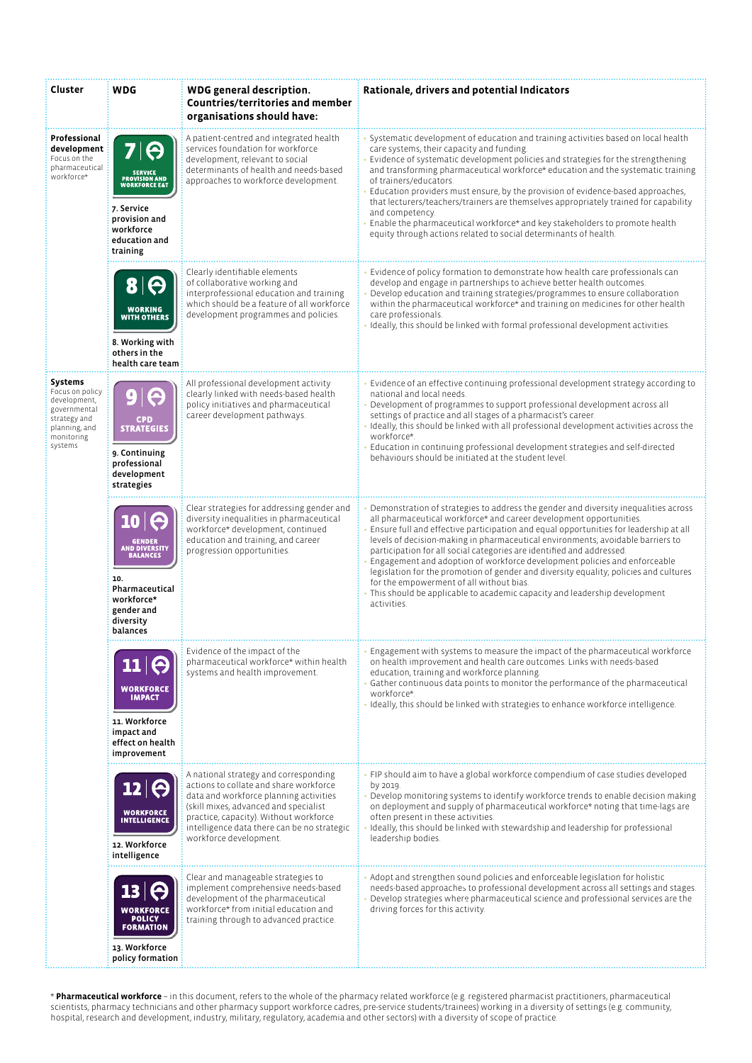| Cluster | WDG | WDG general description. Countries/territories and member organisations should have: | Rationale, drivers and potential Indicators |
|---|---|---|---|
| **Professional development** Focus on the pharmaceutical workforce* | **7. Service provision and workforce education and training** | A patient-centred and integrated health services foundation for workforce development, relevant to social determinants of health and needs-based approaches to workforce development. | • Systematic development of education and training activities based on local health care systems, their capacity and funding. • Evidence of systematic development policies and strategies for the strengthening and transforming pharmaceutical workforce* education and the systematic training of trainers/educators. • Education providers must ensure, by the provision of evidence-based approaches, that lecturers/teachers/trainers are themselves appropriately trained for capability and competency. • Enable the pharmaceutical workforce* and key stakeholders to promote health equity through actions related to social determinants of health. |
| | **8. Working with others in the health care team** | Clearly identifiable elements of collaborative working and interprofessional education and training which should be a feature of all workforce development programmes and policies. | • Evidence of policy formation to demonstrate how health care professionals can develop and engage in partnerships to achieve better health outcomes. • Develop education and training strategies/programmes to ensure collaboration within the pharmaceutical workforce* and training on medicines for other health care professionals. • Ideally, this should be linked with formal professional development activities. |
| **Systems** Focus on policy development, governmental strategy and planning, and monitoring systems | **9. Continuing professional development strategies** | All professional development activity clearly linked with needs-based health policy initiatives and pharmaceutical career development pathways. | • Evidence of an effective continuing professional development strategy according to national and local needs. • Development of programmes to support professional development across all settings of practice and all stages of a pharmacist's career. • Ideally, this should be linked with all professional development activities across the workforce*. • Education in continuing professional development strategies and self-directed behaviours should be initiated at the student level. |
| | **10. Pharmaceutical workforce* gender and diversity balances** | Clear strategies for addressing gender and diversity inequalities in pharmaceutical workforce* development, continued education and training, and career progression opportunities. | • Demonstration of strategies to address the gender and diversity inequalities across all pharmaceutical workforce* and career development opportunities. • Ensure full and effective participation and equal opportunities for leadership at all levels of decision-making in pharmaceutical environments; avoidable barriers to participation for all social categories are identified and addressed. • Engagement and adoption of workforce development policies and enforceable legislation for the promotion of gender and diversity equality; policies and cultures for the empowerment of all without bias. • This should be applicable to academic capacity and leadership development activities. |
| | **11. Workforce impact and effect on health improvement** | Evidence of the impact of the pharmaceutical workforce* within health systems and health improvement. | • Engagement with systems to measure the impact of the pharmaceutical workforce on health improvement and health care outcomes. Links with needs-based education, training and workforce planning. • Gather continuous data points to monitor the performance of the pharmaceutical workforce*. • Ideally, this should be linked with strategies to enhance workforce intelligence. |
| | **12. Workforce intelligence** | A national strategy and corresponding actions to collate and share workforce data and workforce planning activities (skill mixes, advanced and specialist practice, capacity). Without workforce intelligence data there can be no strategic workforce development. | • FIP should aim to have a global workforce compendium of case studies developed by 2019. • Develop monitoring systems to identify workforce trends to enable decision making on deployment and supply of pharmaceutical workforce* noting that time-lags are often present in these activities. • Ideally, this should be linked with stewardship and leadership for professional leadership bodies. |
| | **13. Workforce policy formation** | Clear and manageable strategies to implement comprehensive needs-based development of the pharmaceutical workforce* from initial education and training through to advanced practice. | • Adopt and strengthen sound policies and enforceable legislation for holistic needs-based approaches to professional development across all settings and stages. • Develop strategies where pharmaceutical science and professional services are the driving forces for this activity. |

\* **Pharmaceutical workforce** – in this document, refers to the whole of the pharmacy related workforce (e.g. registered pharmacist practitioners, pharmaceutical scientists, pharmacy technicians and other pharmacy support workforce cadres, pre-service students/trainees) working in a diversity of settings (e.g. community, hospital, research and development, industry, military, regulatory, academia and other sectors) with a diversity of scope of practice.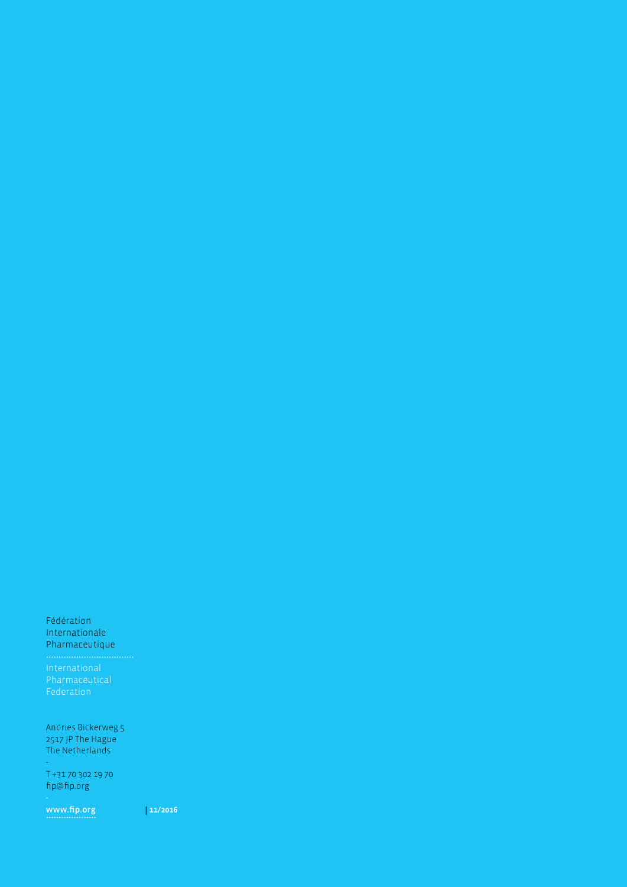Fédération
Internationale
Pharmaceutique

International
Pharmaceutical
Federation

Andries Bickerweg 5
2517 JP The Hague
The Netherlands

-

T +31 70 302 19 70
fip@fip.org

-

www.fip.org | 11/2016